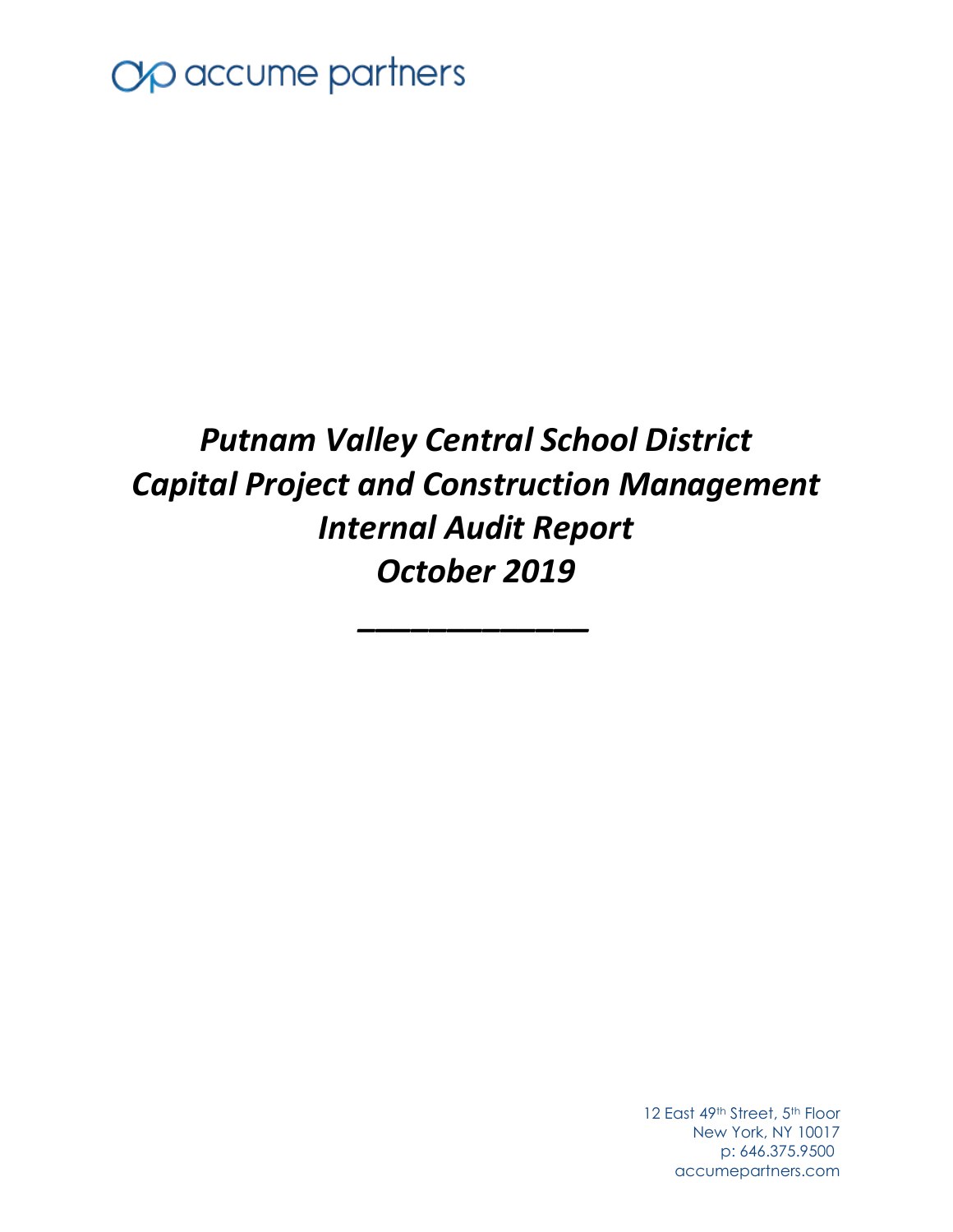accume partners

# *Putnam Valley Central School District*
# *Capital Project and Construction Management*
# *Internal Audit Report*
# *October 2019*

12 East 49th Street, 5th Floor
New York, NY 10017
p: 646.375.9500
accumepartners.com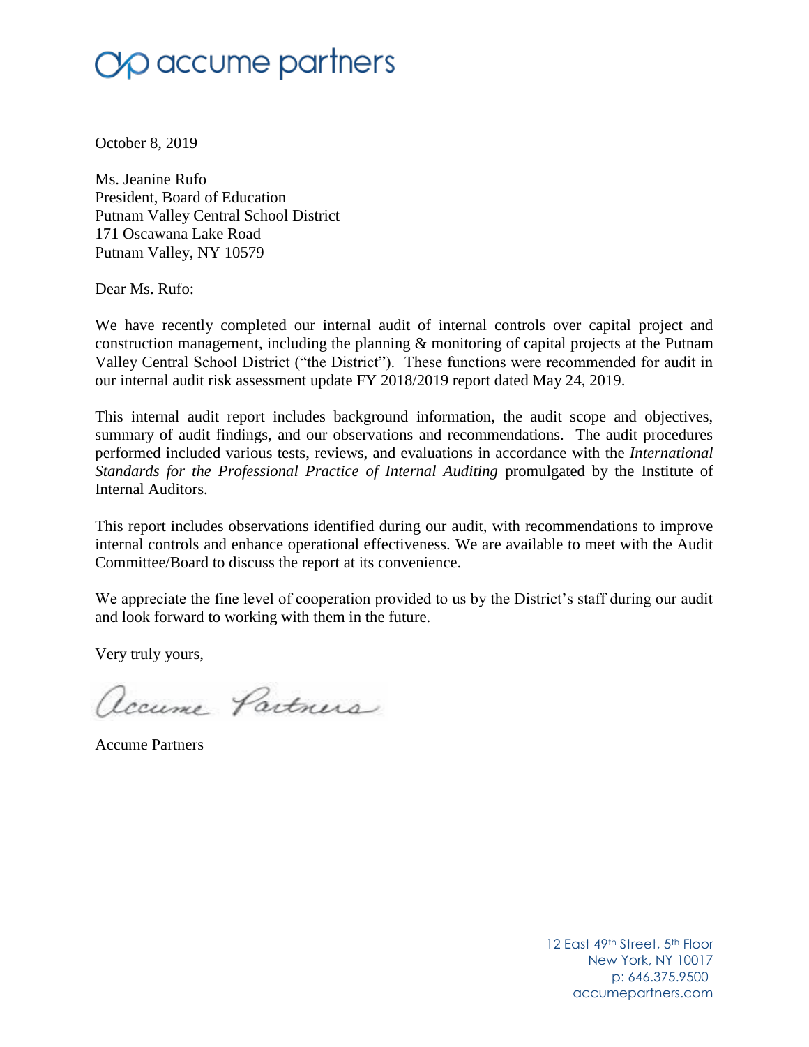accume partners

October 8, 2019

Ms. Jeanine Rufo  
President, Board of Education  
Putnam Valley Central School District  
171 Oscawana Lake Road  
Putnam Valley, NY 10579

Dear Ms. Rufo:

We have recently completed our internal audit of internal controls over capital project and construction management, including the planning & monitoring of capital projects at the Putnam Valley Central School District ("the District"). These functions were recommended for audit in our internal audit risk assessment update FY 2018/2019 report dated May 24, 2019.

This internal audit report includes background information, the audit scope and objectives, summary of audit findings, and our observations and recommendations. The audit procedures performed included various tests, reviews, and evaluations in accordance with the *International Standards for the Professional Practice of Internal Auditing* promulgated by the Institute of Internal Auditors.

This report includes observations identified during our audit, with recommendations to improve internal controls and enhance operational effectiveness. We are available to meet with the Audit Committee/Board to discuss the report at its convenience.

We appreciate the fine level of cooperation provided to us by the District's staff during our audit and look forward to working with them in the future.

Very truly yours,

*Accume Partners*

Accume Partners

12 East 49th Street, 5th Floor  
New York, NY 10017  
p: 646.375.9500  
accumepartners.com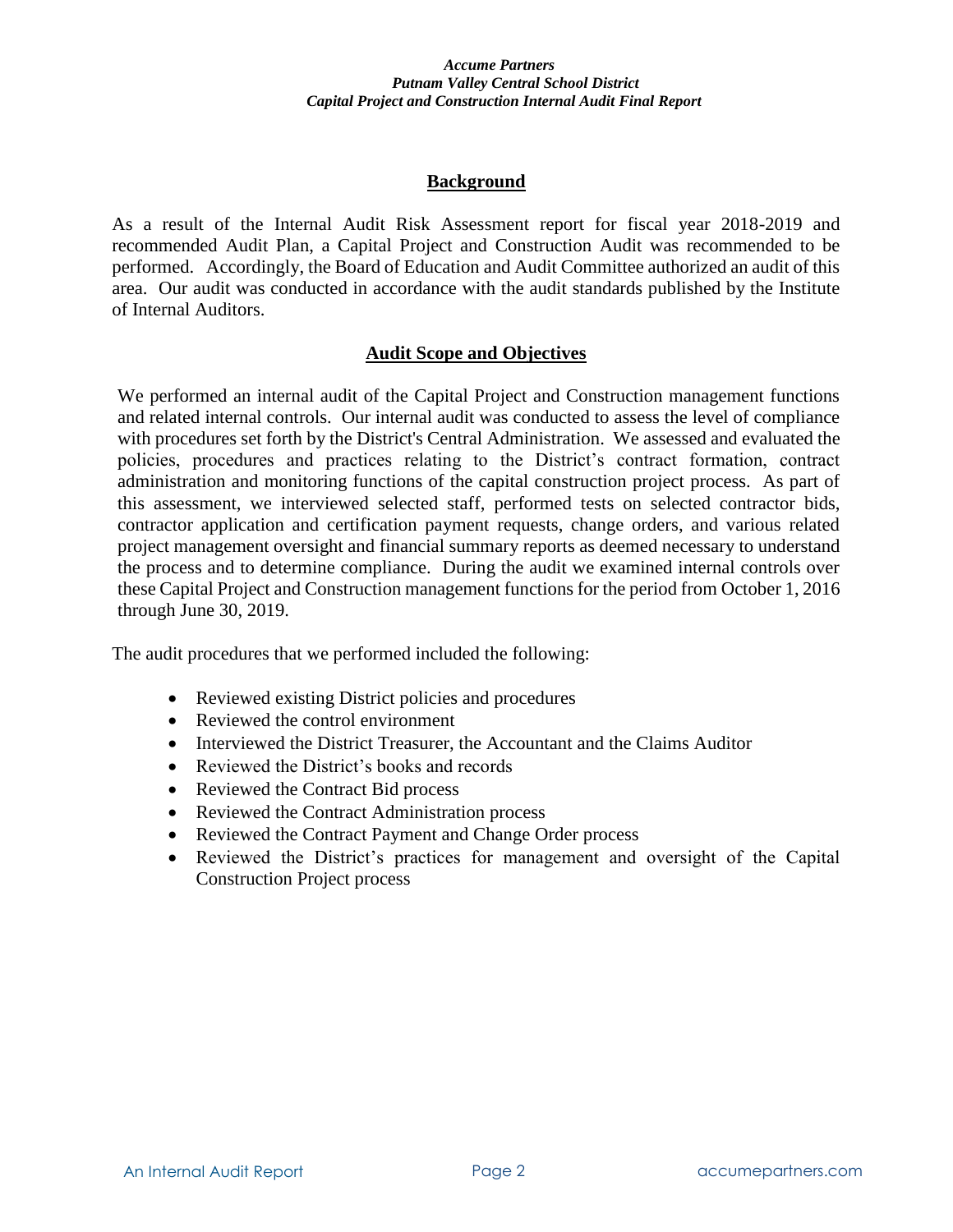## Background

As a result of the Internal Audit Risk Assessment report for fiscal year 2018-2019 and recommended Audit Plan, a Capital Project and Construction Audit was recommended to be performed. Accordingly, the Board of Education and Audit Committee authorized an audit of this area. Our audit was conducted in accordance with the audit standards published by the Institute of Internal Auditors.

## Audit Scope and Objectives

We performed an internal audit of the Capital Project and Construction management functions and related internal controls. Our internal audit was conducted to assess the level of compliance with procedures set forth by the District's Central Administration. We assessed and evaluated the policies, procedures and practices relating to the District's contract formation, contract administration and monitoring functions of the capital construction project process. As part of this assessment, we interviewed selected staff, performed tests on selected contractor bids, contractor application and certification payment requests, change orders, and various related project management oversight and financial summary reports as deemed necessary to understand the process and to determine compliance. During the audit we examined internal controls over these Capital Project and Construction management functions for the period from October 1, 2016 through June 30, 2019.

The audit procedures that we performed included the following:

- Reviewed existing District policies and procedures
- Reviewed the control environment
- Interviewed the District Treasurer, the Accountant and the Claims Auditor
- Reviewed the District's books and records
- Reviewed the Contract Bid process
- Reviewed the Contract Administration process
- Reviewed the Contract Payment and Change Order process
- Reviewed the District's practices for management and oversight of the Capital Construction Project process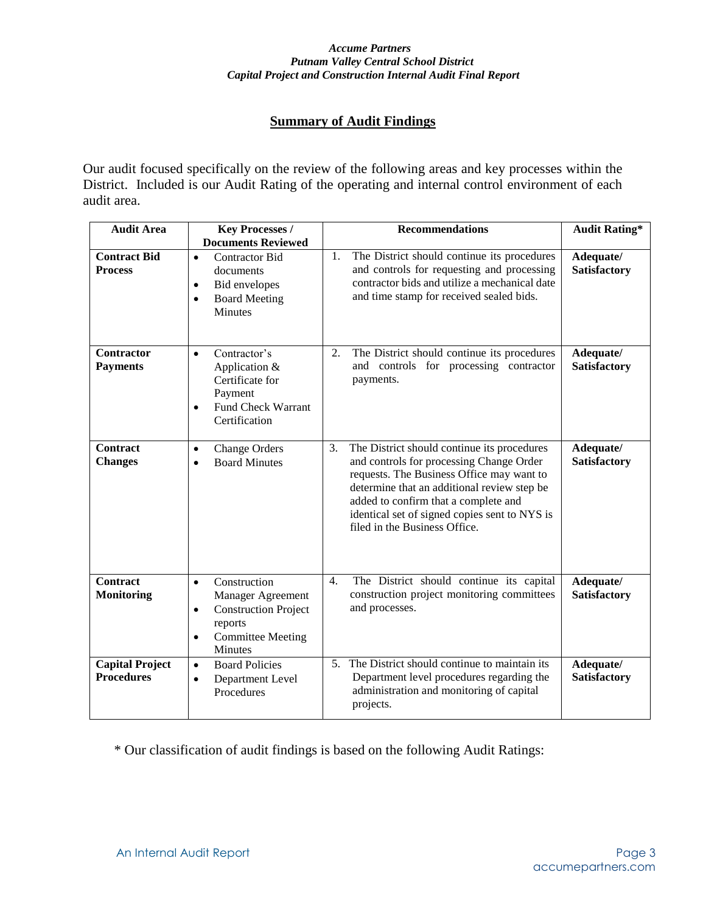## Summary of Audit Findings

Our audit focused specifically on the review of the following areas and key processes within the District. Included is our Audit Rating of the operating and internal control environment of each audit area.

| Audit Area | Key Processes / Documents Reviewed | Recommendations | Audit Rating* |
|---|---|---|---|
| **Contract Bid Process** | • Contractor Bid documents<br>• Bid envelopes<br>• Board Meeting Minutes | 1. The District should continue its procedures and controls for requesting and processing contractor bids and utilize a mechanical date and time stamp for received sealed bids. | **Adequate/ Satisfactory** |
| **Contractor Payments** | • Contractor's Application & Certificate for Payment<br>• Fund Check Warrant Certification | 2. The District should continue its procedures and controls for processing contractor payments. | **Adequate/ Satisfactory** |
| **Contract Changes** | • Change Orders<br>• Board Minutes | 3. The District should continue its procedures and controls for processing Change Order requests. The Business Office may want to determine that an additional review step be added to confirm that a complete and identical set of signed copies sent to NYS is filed in the Business Office. | **Adequate/ Satisfactory** |
| **Contract Monitoring** | • Construction Manager Agreement<br>• Construction Project reports<br>• Committee Meeting Minutes | 4. The District should continue its capital construction project monitoring committees and processes. | **Adequate/ Satisfactory** |
| **Capital Project Procedures** | • Board Policies<br>• Department Level Procedures | 5. The District should continue to maintain its Department level procedures regarding the administration and monitoring of capital projects. | **Adequate/ Satisfactory** |

\* Our classification of audit findings is based on the following Audit Ratings: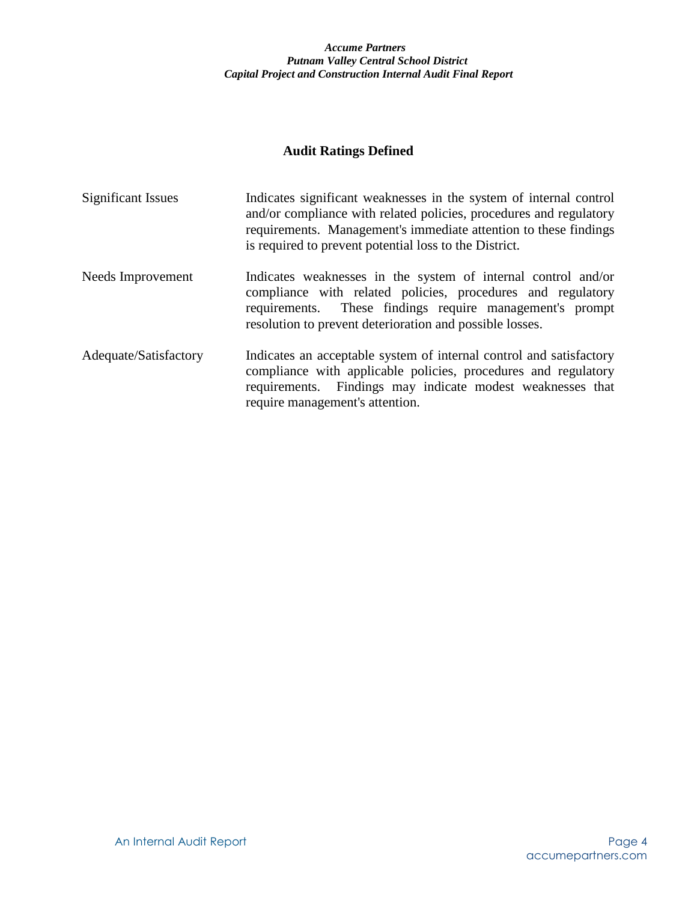## Audit Ratings Defined

| | |
|---|---|
| Significant Issues | Indicates significant weaknesses in the system of internal control and/or compliance with related policies, procedures and regulatory requirements. Management's immediate attention to these findings is required to prevent potential loss to the District. |
| Needs Improvement | Indicates weaknesses in the system of internal control and/or compliance with related policies, procedures and regulatory requirements. These findings require management's prompt resolution to prevent deterioration and possible losses. |
| Adequate/Satisfactory | Indicates an acceptable system of internal control and satisfactory compliance with applicable policies, procedures and regulatory requirements. Findings may indicate modest weaknesses that require management's attention. |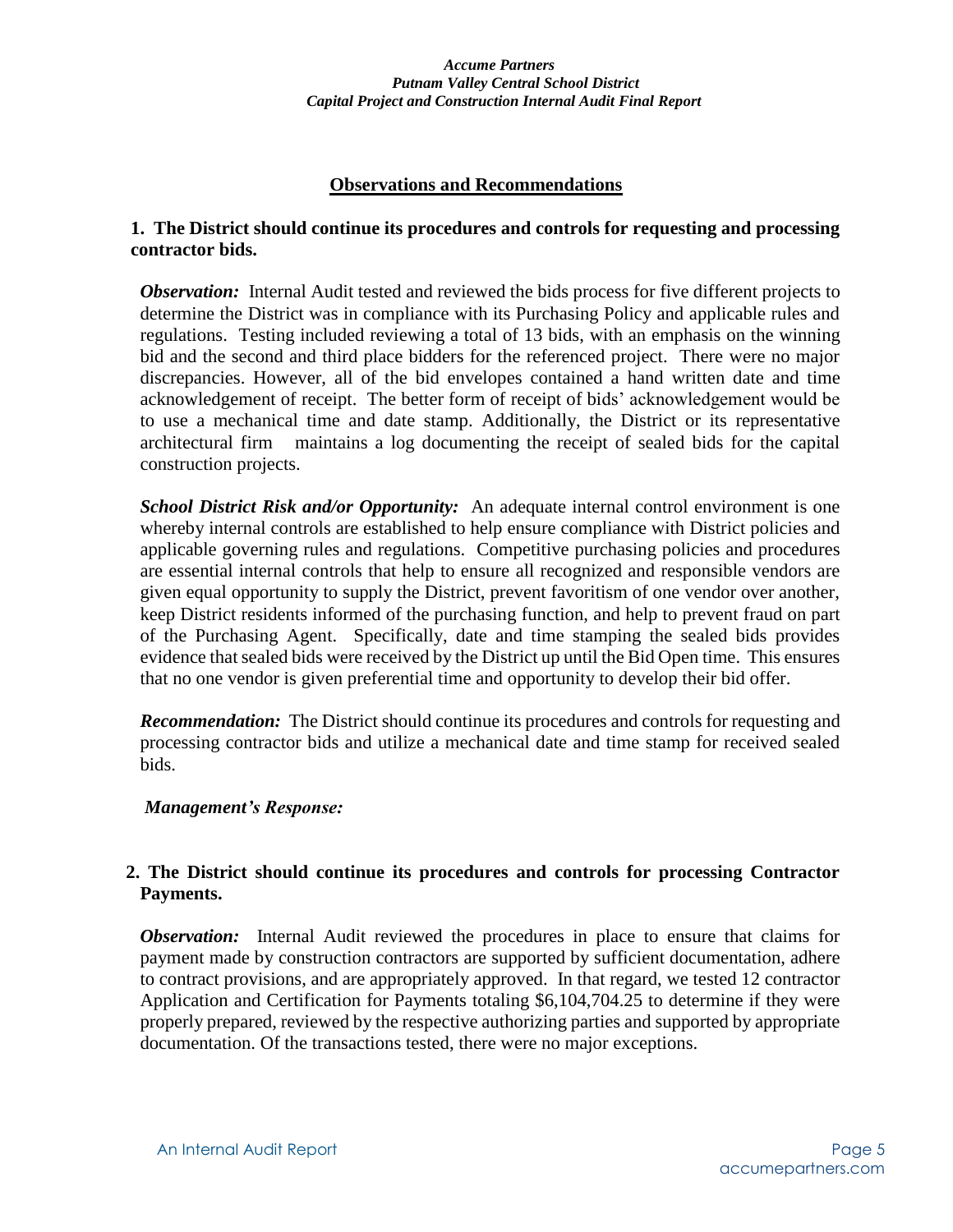## Observations and Recommendations

**1. The District should continue its procedures and controls for requesting and processing contractor bids.**

***Observation:*** Internal Audit tested and reviewed the bids process for five different projects to determine the District was in compliance with its Purchasing Policy and applicable rules and regulations. Testing included reviewing a total of 13 bids, with an emphasis on the winning bid and the second and third place bidders for the referenced project. There were no major discrepancies. However, all of the bid envelopes contained a hand written date and time acknowledgement of receipt. The better form of receipt of bids' acknowledgement would be to use a mechanical time and date stamp. Additionally, the District or its representative architectural firm maintains a log documenting the receipt of sealed bids for the capital construction projects.

***School District Risk and/or Opportunity:*** An adequate internal control environment is one whereby internal controls are established to help ensure compliance with District policies and applicable governing rules and regulations. Competitive purchasing policies and procedures are essential internal controls that help to ensure all recognized and responsible vendors are given equal opportunity to supply the District, prevent favoritism of one vendor over another, keep District residents informed of the purchasing function, and help to prevent fraud on part of the Purchasing Agent. Specifically, date and time stamping the sealed bids provides evidence that sealed bids were received by the District up until the Bid Open time. This ensures that no one vendor is given preferential time and opportunity to develop their bid offer.

***Recommendation:*** The District should continue its procedures and controls for requesting and processing contractor bids and utilize a mechanical date and time stamp for received sealed bids.

***Management's Response:***

**2. The District should continue its procedures and controls for processing Contractor Payments.**

***Observation:*** Internal Audit reviewed the procedures in place to ensure that claims for payment made by construction contractors are supported by sufficient documentation, adhere to contract provisions, and are appropriately approved. In that regard, we tested 12 contractor Application and Certification for Payments totaling $6,104,704.25 to determine if they were properly prepared, reviewed by the respective authorizing parties and supported by appropriate documentation. Of the transactions tested, there were no major exceptions.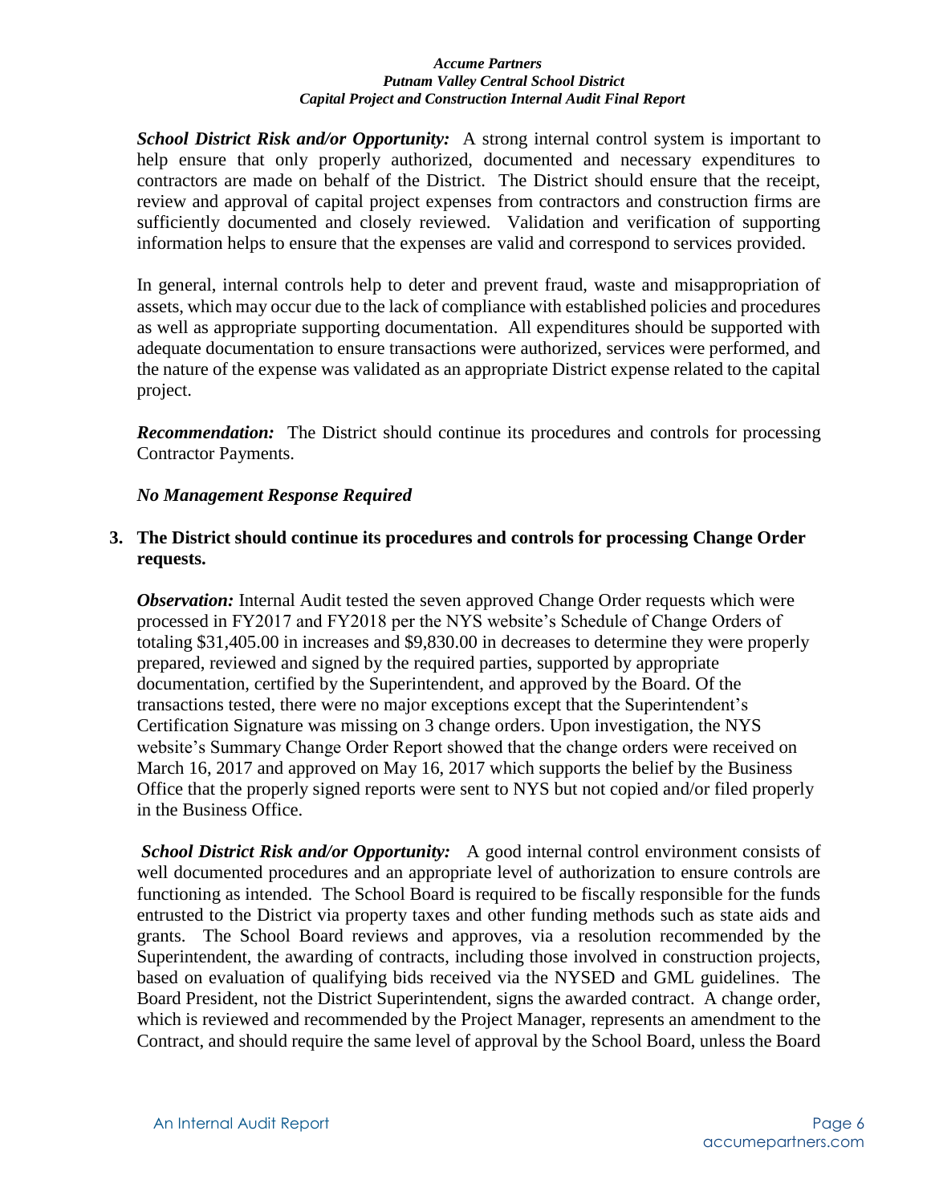***School District Risk and/or Opportunity:*** A strong internal control system is important to help ensure that only properly authorized, documented and necessary expenditures to contractors are made on behalf of the District. The District should ensure that the receipt, review and approval of capital project expenses from contractors and construction firms are sufficiently documented and closely reviewed. Validation and verification of supporting information helps to ensure that the expenses are valid and correspond to services provided.

In general, internal controls help to deter and prevent fraud, waste and misappropriation of assets, which may occur due to the lack of compliance with established policies and procedures as well as appropriate supporting documentation. All expenditures should be supported with adequate documentation to ensure transactions were authorized, services were performed, and the nature of the expense was validated as an appropriate District expense related to the capital project.

***Recommendation:*** The District should continue its procedures and controls for processing Contractor Payments.

***No Management Response Required***

**3. The District should continue its procedures and controls for processing Change Order requests.**

***Observation:*** Internal Audit tested the seven approved Change Order requests which were processed in FY2017 and FY2018 per the NYS website's Schedule of Change Orders of totaling $31,405.00 in increases and $9,830.00 in decreases to determine they were properly prepared, reviewed and signed by the required parties, supported by appropriate documentation, certified by the Superintendent, and approved by the Board. Of the transactions tested, there were no major exceptions except that the Superintendent's Certification Signature was missing on 3 change orders. Upon investigation, the NYS website's Summary Change Order Report showed that the change orders were received on March 16, 2017 and approved on May 16, 2017 which supports the belief by the Business Office that the properly signed reports were sent to NYS but not copied and/or filed properly in the Business Office.

***School District Risk and/or Opportunity:*** A good internal control environment consists of well documented procedures and an appropriate level of authorization to ensure controls are functioning as intended. The School Board is required to be fiscally responsible for the funds entrusted to the District via property taxes and other funding methods such as state aids and grants. The School Board reviews and approves, via a resolution recommended by the Superintendent, the awarding of contracts, including those involved in construction projects, based on evaluation of qualifying bids received via the NYSED and GML guidelines. The Board President, not the District Superintendent, signs the awarded contract. A change order, which is reviewed and recommended by the Project Manager, represents an amendment to the Contract, and should require the same level of approval by the School Board, unless the Board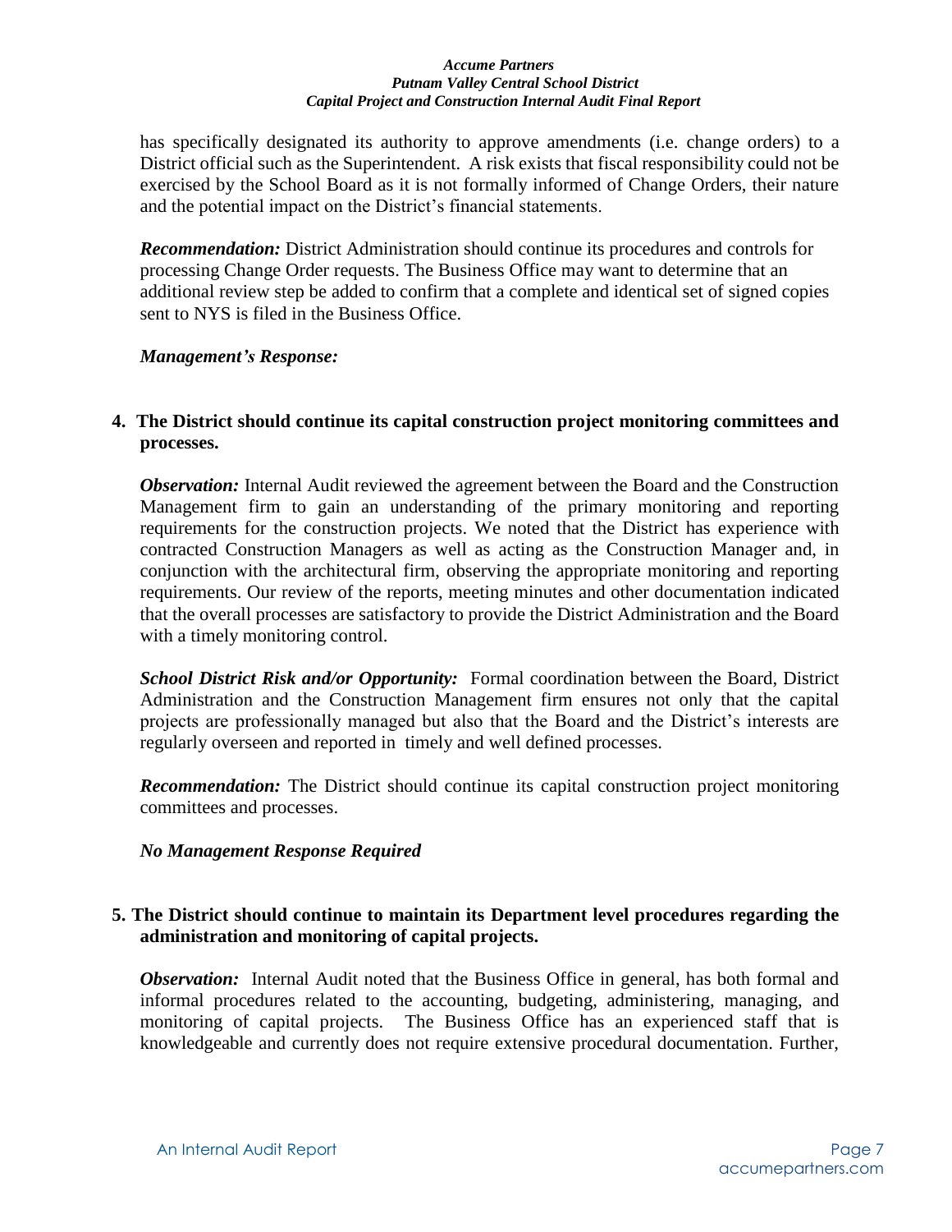has specifically designated its authority to approve amendments (i.e. change orders) to a District official such as the Superintendent. A risk exists that fiscal responsibility could not be exercised by the School Board as it is not formally informed of Change Orders, their nature and the potential impact on the District's financial statements.

***Recommendation:*** District Administration should continue its procedures and controls for processing Change Order requests. The Business Office may want to determine that an additional review step be added to confirm that a complete and identical set of signed copies sent to NYS is filed in the Business Office.

***Management's Response:***

**4. The District should continue its capital construction project monitoring committees and processes.**

***Observation:*** Internal Audit reviewed the agreement between the Board and the Construction Management firm to gain an understanding of the primary monitoring and reporting requirements for the construction projects. We noted that the District has experience with contracted Construction Managers as well as acting as the Construction Manager and, in conjunction with the architectural firm, observing the appropriate monitoring and reporting requirements. Our review of the reports, meeting minutes and other documentation indicated that the overall processes are satisfactory to provide the District Administration and the Board with a timely monitoring control.

***School District Risk and/or Opportunity:*** Formal coordination between the Board, District Administration and the Construction Management firm ensures not only that the capital projects are professionally managed but also that the Board and the District's interests are regularly overseen and reported in timely and well defined processes.

***Recommendation:*** The District should continue its capital construction project monitoring committees and processes.

***No Management Response Required***

**5. The District should continue to maintain its Department level procedures regarding the administration and monitoring of capital projects.**

***Observation:*** Internal Audit noted that the Business Office in general, has both formal and informal procedures related to the accounting, budgeting, administering, managing, and monitoring of capital projects. The Business Office has an experienced staff that is knowledgeable and currently does not require extensive procedural documentation. Further,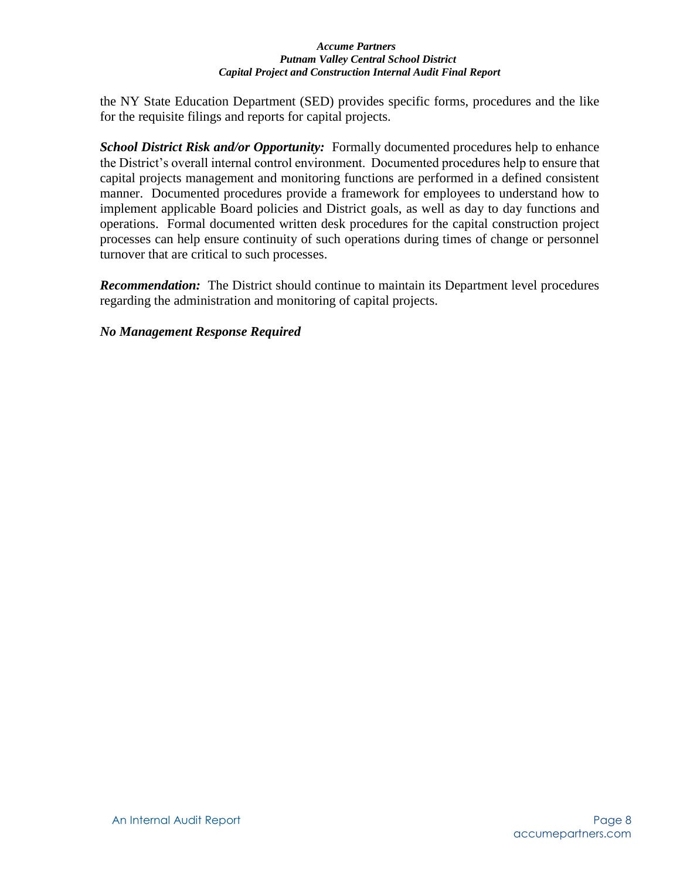the NY State Education Department (SED) provides specific forms, procedures and the like for the requisite filings and reports for capital projects.

***School District Risk and/or Opportunity:*** Formally documented procedures help to enhance the District's overall internal control environment. Documented procedures help to ensure that capital projects management and monitoring functions are performed in a defined consistent manner. Documented procedures provide a framework for employees to understand how to implement applicable Board policies and District goals, as well as day to day functions and operations. Formal documented written desk procedures for the capital construction project processes can help ensure continuity of such operations during times of change or personnel turnover that are critical to such processes.

***Recommendation:*** The District should continue to maintain its Department level procedures regarding the administration and monitoring of capital projects.

***No Management Response Required***